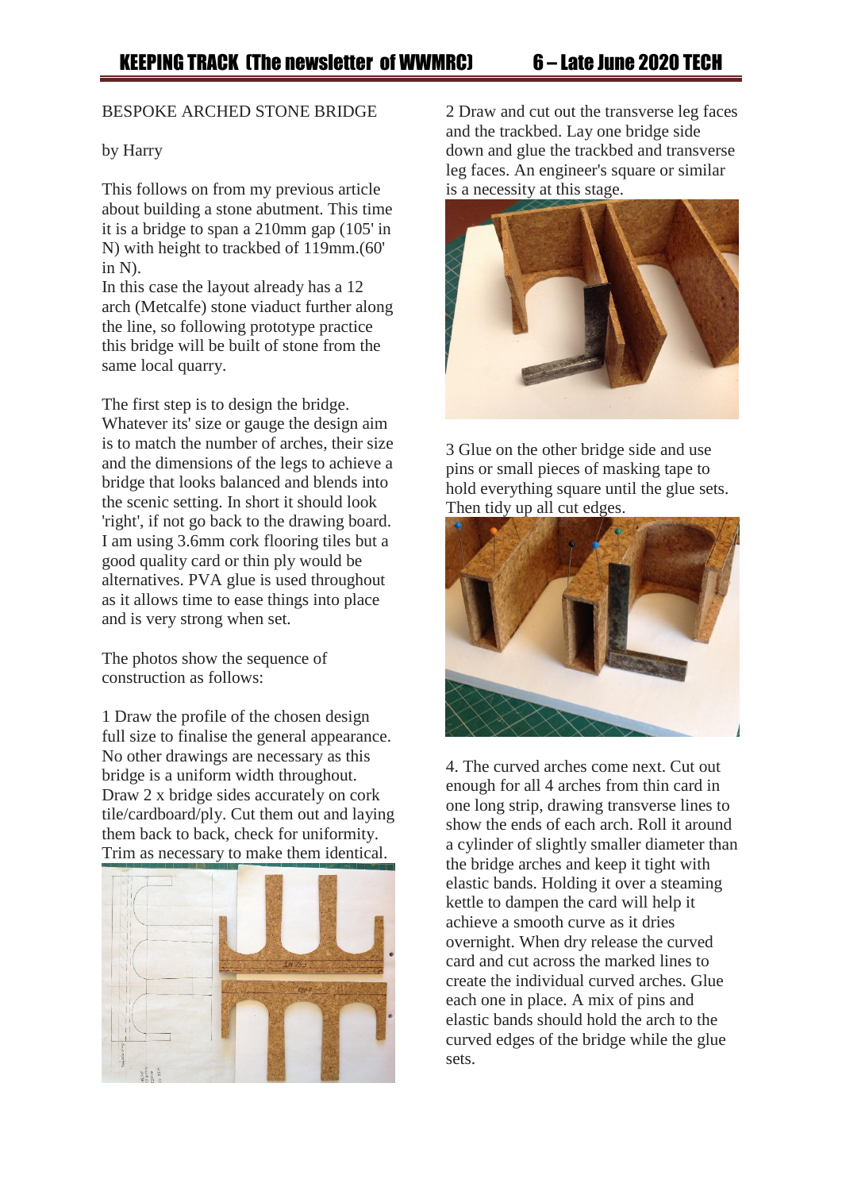## BESPOKE ARCHED STONE BRIDGE

by Harry

This follows on from my previous article about building a stone abutment. This time it is a bridge to span a 210mm gap (105' in N) with height to trackbed of 119mm.(60' in N).
In this case the layout already has a 12 arch (Metcalfe) stone viaduct further along the line, so following prototype practice this bridge will be built of stone from the same local quarry.

The first step is to design the bridge. Whatever its' size or gauge the design aim is to match the number of arches, their size and the dimensions of the legs to achieve a bridge that looks balanced and blends into the scenic setting. In short it should look 'right', if not go back to the drawing board. I am using 3.6mm cork flooring tiles but a good quality card or thin ply would be alternatives. PVA glue is used throughout as it allows time to ease things into place and is very strong when set.

The photos show the sequence of construction as follows:

1 Draw the profile of the chosen design full size to finalise the general appearance. No other drawings are necessary as this bridge is a uniform width throughout. Draw 2 x bridge sides accurately on cork tile/cardboard/ply. Cut them out and laying them back to back, check for uniformity. Trim as necessary to make them identical.

2 Draw and cut out the transverse leg faces and the trackbed. Lay one bridge side down and glue the trackbed and transverse leg faces. An engineer's square or similar is a necessity at this stage.

3 Glue on the other bridge side and use pins or small pieces of masking tape to hold everything square until the glue sets. Then tidy up all cut edges.

4. The curved arches come next. Cut out enough for all 4 arches from thin card in one long strip, drawing transverse lines to show the ends of each arch. Roll it around a cylinder of slightly smaller diameter than the bridge arches and keep it tight with elastic bands. Holding it over a steaming kettle to dampen the card will help it achieve a smooth curve as it dries overnight. When dry release the curved card and cut across the marked lines to create the individual curved arches. Glue each one in place. A mix of pins and elastic bands should hold the arch to the curved edges of the bridge while the glue sets.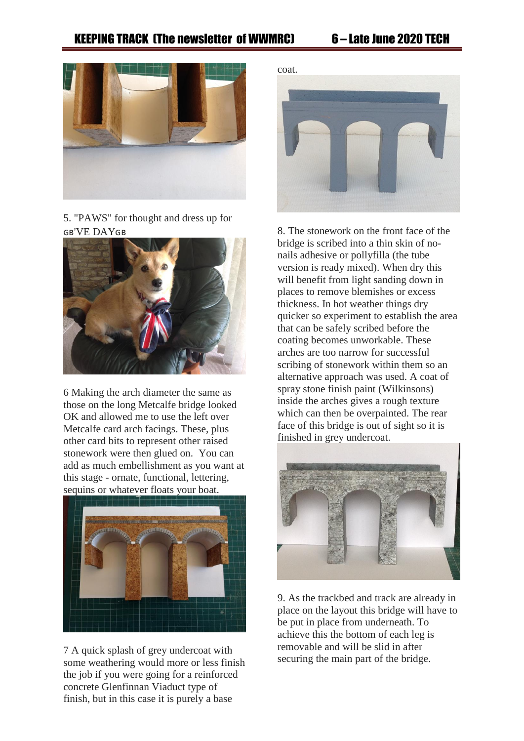5. "PAWS" for thought and dress up for GB'VE DAYGB

6 Making the arch diameter the same as those on the long Metcalfe bridge looked OK and allowed me to use the left over Metcalfe card arch facings. These, plus other card bits to represent other raised stonework were then glued on. You can add as much embellishment as you want at this stage - ornate, functional, lettering, sequins or whatever floats your boat.

7 A quick splash of grey undercoat with some weathering would more or less finish the job if you were going for a reinforced concrete Glenfinnan Viaduct type of finish, but in this case it is purely a base coat.

8. The stonework on the front face of the bridge is scribed into a thin skin of no-nails adhesive or pollyfilla (the tube version is ready mixed). When dry this will benefit from light sanding down in places to remove blemishes or excess thickness. In hot weather things dry quicker so experiment to establish the area that can be safely scribed before the coating becomes unworkable. These arches are too narrow for successful scribing of stonework within them so an alternative approach was used. A coat of spray stone finish paint (Wilkinsons) inside the arches gives a rough texture which can then be overpainted. The rear face of this bridge is out of sight so it is finished in grey undercoat.

9. As the trackbed and track are already in place on the layout this bridge will have to be put in place from underneath. To achieve this the bottom of each leg is removable and will be slid in after securing the main part of the bridge.